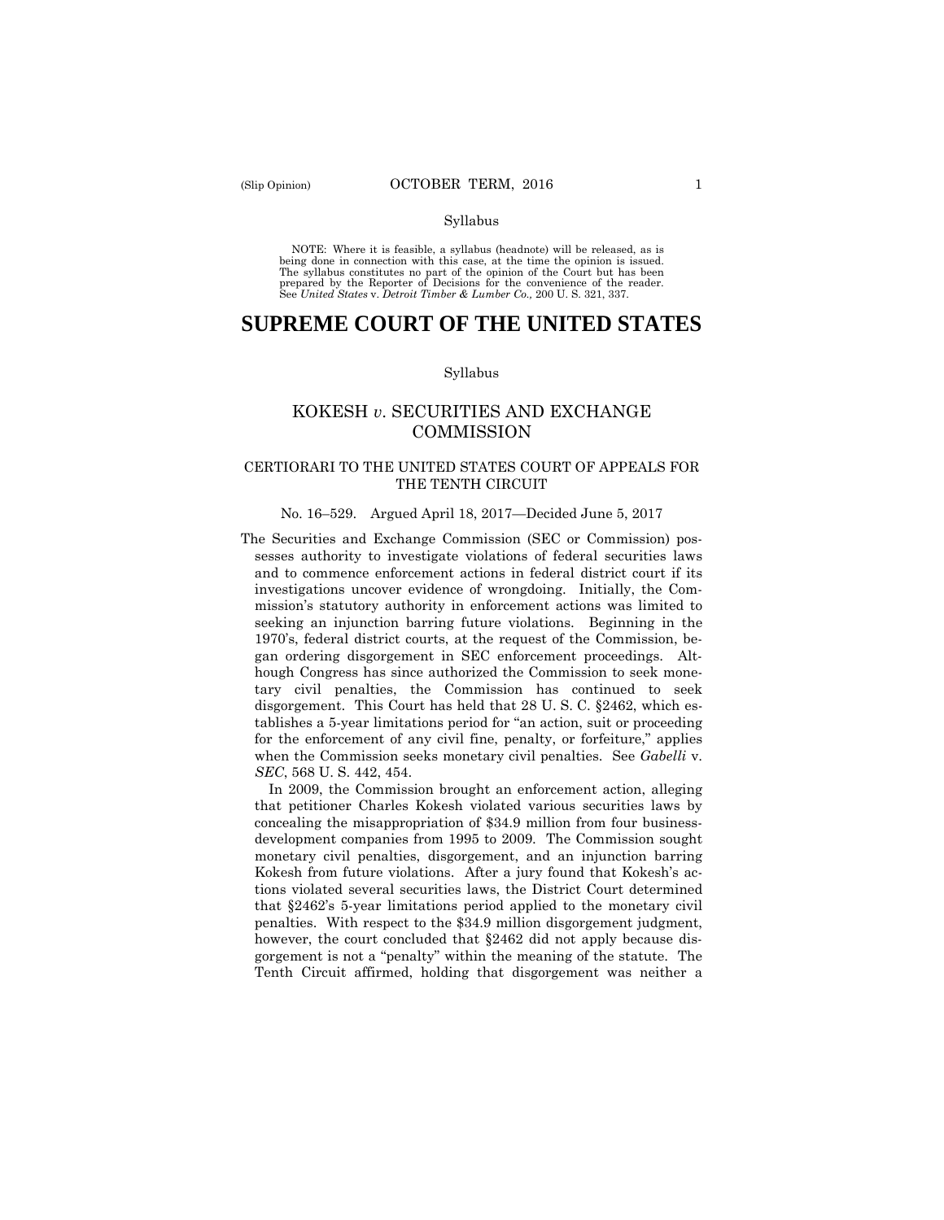Syllabus

NOTE: Where it is feasible, a syllabus (headnote) will be released, as is being done in connection with this case, at the time the opinion is issued. The syllabus constitutes no part of the opinion of the Court but has been prepared by the Reporter of Decisions for the convenience of the reader. See *United States* v. *Detroit Timber & Lumber Co.,* 200 U. S. 321, 337.

# SUPREME COURT OF THE UNITED STATES

Syllabus

## KOKESH *v*. SECURITIES AND EXCHANGE COMMISSION

### CERTIORARI TO THE UNITED STATES COURT OF APPEALS FOR THE TENTH CIRCUIT

No. 16–529. Argued April 18, 2017—Decided June 5, 2017

The Securities and Exchange Commission (SEC or Commission) possesses authority to investigate violations of federal securities laws and to commence enforcement actions in federal district court if its investigations uncover evidence of wrongdoing. Initially, the Commission's statutory authority in enforcement actions was limited to seeking an injunction barring future violations. Beginning in the 1970's, federal district courts, at the request of the Commission, began ordering disgorgement in SEC enforcement proceedings. Although Congress has since authorized the Commission to seek monetary civil penalties, the Commission has continued to seek disgorgement. This Court has held that 28 U. S. C. §2462, which establishes a 5-year limitations period for "an action, suit or proceeding for the enforcement of any civil fine, penalty, or forfeiture," applies when the Commission seeks monetary civil penalties. See *Gabelli* v. *SEC*, 568 U. S. 442, 454.

In 2009, the Commission brought an enforcement action, alleging that petitioner Charles Kokesh violated various securities laws by concealing the misappropriation of $34.9 million from four business-development companies from 1995 to 2009. The Commission sought monetary civil penalties, disgorgement, and an injunction barring Kokesh from future violations. After a jury found that Kokesh's actions violated several securities laws, the District Court determined that §2462's 5-year limitations period applied to the monetary civil penalties. With respect to the $34.9 million disgorgement judgment, however, the court concluded that §2462 did not apply because disgorgement is not a "penalty" within the meaning of the statute. The Tenth Circuit affirmed, holding that disgorgement was neither a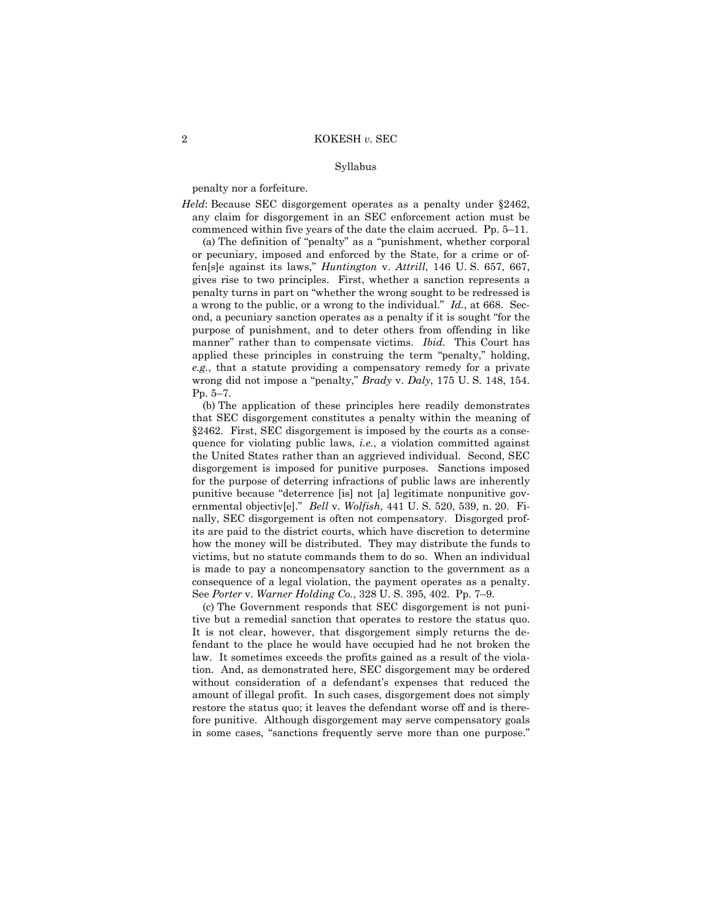penalty nor a forfeiture.

*Held*: Because SEC disgorgement operates as a penalty under §2462, any claim for disgorgement in an SEC enforcement action must be commenced within five years of the date the claim accrued. Pp. 5–11.

(a) The definition of "penalty" as a "punishment, whether corporal or pecuniary, imposed and enforced by the State, for a crime or offen[s]e against its laws," *Huntington* v. *Attrill*, 146 U. S. 657, 667, gives rise to two principles. First, whether a sanction represents a penalty turns in part on "whether the wrong sought to be redressed is a wrong to the public, or a wrong to the individual." *Id.*, at 668. Second, a pecuniary sanction operates as a penalty if it is sought "for the purpose of punishment, and to deter others from offending in like manner" rather than to compensate victims. *Ibid.* This Court has applied these principles in construing the term "penalty," holding, *e.g.*, that a statute providing a compensatory remedy for a private wrong did not impose a "penalty," *Brady* v. *Daly*, 175 U. S. 148, 154. Pp. 5–7.

(b) The application of these principles here readily demonstrates that SEC disgorgement constitutes a penalty within the meaning of §2462. First, SEC disgorgement is imposed by the courts as a consequence for violating public laws, *i.e.*, a violation committed against the United States rather than an aggrieved individual. Second, SEC disgorgement is imposed for punitive purposes. Sanctions imposed for the purpose of deterring infractions of public laws are inherently punitive because "deterrence [is] not [a] legitimate nonpunitive governmental objectiv[e]." *Bell* v. *Wolfish*, 441 U. S. 520, 539, n. 20. Finally, SEC disgorgement is often not compensatory. Disgorged profits are paid to the district courts, which have discretion to determine how the money will be distributed. They may distribute the funds to victims, but no statute commands them to do so. When an individual is made to pay a noncompensatory sanction to the government as a consequence of a legal violation, the payment operates as a penalty. See *Porter* v. *Warner Holding Co.*, 328 U. S. 395, 402. Pp. 7–9.

(c) The Government responds that SEC disgorgement is not punitive but a remedial sanction that operates to restore the status quo. It is not clear, however, that disgorgement simply returns the defendant to the place he would have occupied had he not broken the law. It sometimes exceeds the profits gained as a result of the violation. And, as demonstrated here, SEC disgorgement may be ordered without consideration of a defendant's expenses that reduced the amount of illegal profit. In such cases, disgorgement does not simply restore the status quo; it leaves the defendant worse off and is therefore punitive. Although disgorgement may serve compensatory goals in some cases, "sanctions frequently serve more than one purpose."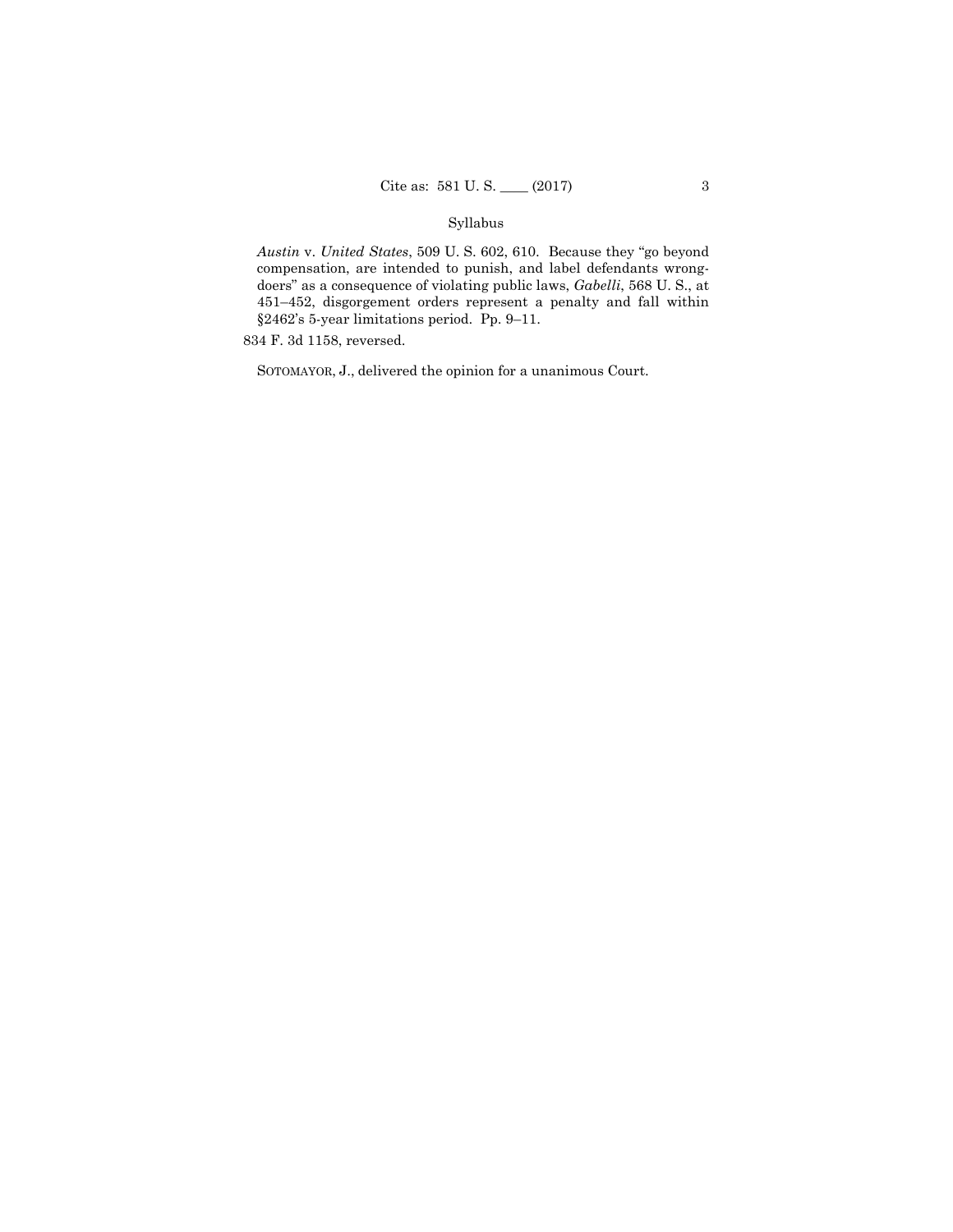Syllabus

*Austin* v. *United States*, 509 U. S. 602, 610. Because they "go beyond compensation, are intended to punish, and label defendants wrongdoers" as a consequence of violating public laws, *Gabelli*, 568 U. S., at 451–452, disgorgement orders represent a penalty and fall within §2462's 5-year limitations period. Pp. 9–11.

834 F. 3d 1158, reversed.

SOTOMAYOR, J., delivered the opinion for a unanimous Court.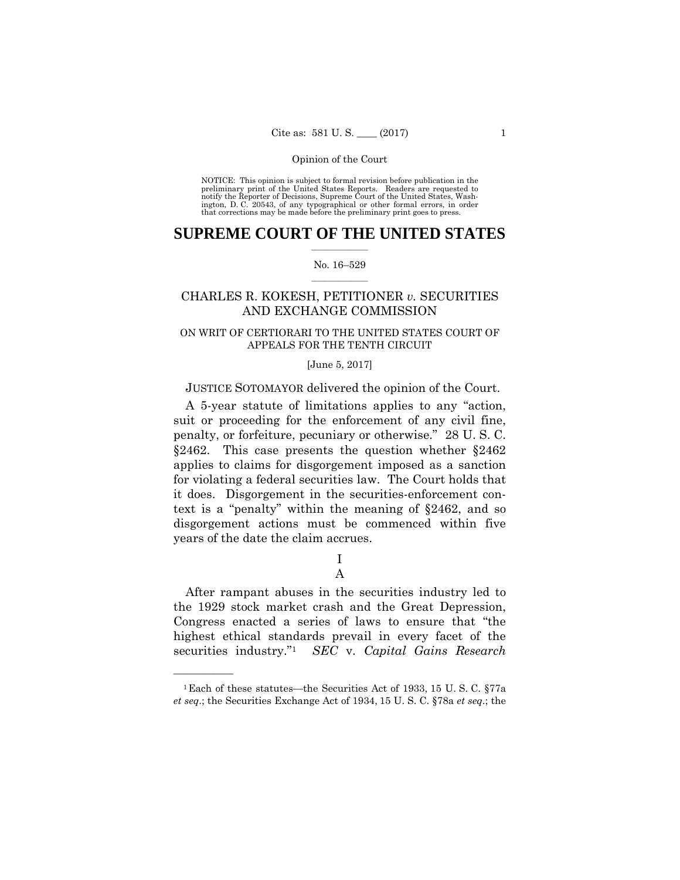NOTICE: This opinion is subject to formal revision before publication in the preliminary print of the United States Reports. Readers are requested to notify the Reporter of Decisions, Supreme Court of the United States, Washington, D. C. 20543, of any typographical or other formal errors, in order that corrections may be made before the preliminary print goes to press.

# SUPREME COURT OF THE UNITED STATES

No. 16–529

CHARLES R. KOKESH, PETITIONER *v.* SECURITIES AND EXCHANGE COMMISSION

ON WRIT OF CERTIORARI TO THE UNITED STATES COURT OF APPEALS FOR THE TENTH CIRCUIT

[June 5, 2017]

JUSTICE SOTOMAYOR delivered the opinion of the Court.

A 5-year statute of limitations applies to any "action, suit or proceeding for the enforcement of any civil fine, penalty, or forfeiture, pecuniary or otherwise." 28 U. S. C. §2462. This case presents the question whether §2462 applies to claims for disgorgement imposed as a sanction for violating a federal securities law. The Court holds that it does. Disgorgement in the securities-enforcement context is a "penalty" within the meaning of §2462, and so disgorgement actions must be commenced within five years of the date the claim accrues.

## I

### A

After rampant abuses in the securities industry led to the 1929 stock market crash and the Great Depression, Congress enacted a series of laws to ensure that "the highest ethical standards prevail in every facet of the securities industry."[1] *SEC* v. *Capital Gains Research*

---

[1] Each of these statutes—the Securities Act of 1933, 15 U. S. C. §77a *et seq*.; the Securities Exchange Act of 1934, 15 U. S. C. §78a *et seq*.; the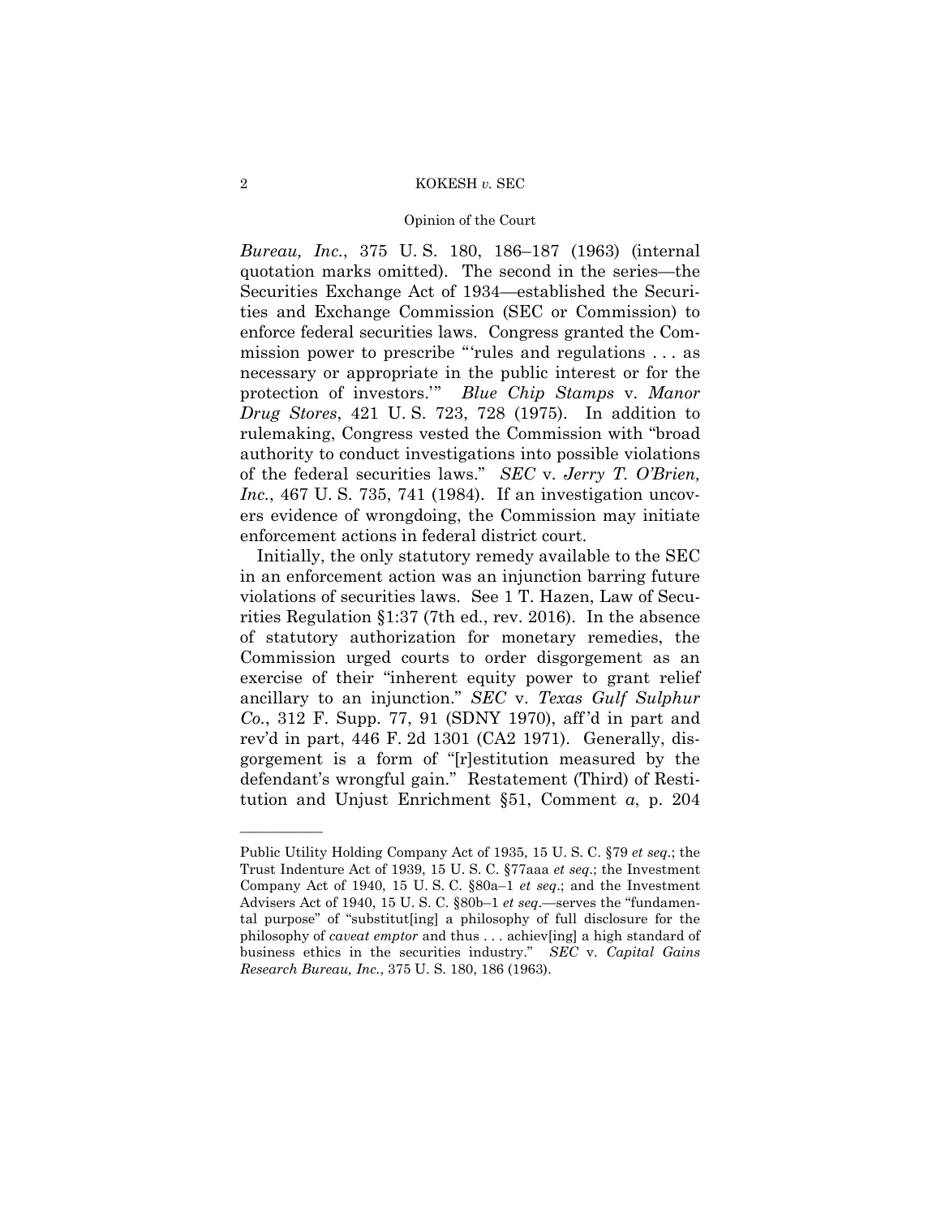*Bureau, Inc.*, 375 U. S. 180, 186–187 (1963) (internal quotation marks omitted). The second in the series—the Securities Exchange Act of 1934—established the Securities and Exchange Commission (SEC or Commission) to enforce federal securities laws. Congress granted the Commission power to prescribe "'rules and regulations . . . as necessary or appropriate in the public interest or for the protection of investors.'" *Blue Chip Stamps* v. *Manor Drug Stores*, 421 U. S. 723, 728 (1975). In addition to rulemaking, Congress vested the Commission with "broad authority to conduct investigations into possible violations of the federal securities laws." *SEC* v. *Jerry T. O'Brien, Inc.*, 467 U. S. 735, 741 (1984). If an investigation uncovers evidence of wrongdoing, the Commission may initiate enforcement actions in federal district court.

Initially, the only statutory remedy available to the SEC in an enforcement action was an injunction barring future violations of securities laws. See 1 T. Hazen, Law of Securities Regulation §1:37 (7th ed., rev. 2016). In the absence of statutory authorization for monetary remedies, the Commission urged courts to order disgorgement as an exercise of their "inherent equity power to grant relief ancillary to an injunction." *SEC* v. *Texas Gulf Sulphur Co.*, 312 F. Supp. 77, 91 (SDNY 1970), aff'd in part and rev'd in part, 446 F. 2d 1301 (CA2 1971). Generally, disgorgement is a form of "[r]estitution measured by the defendant's wrongful gain." Restatement (Third) of Restitution and Unjust Enrichment §51, Comment *a*, p. 204

---

Public Utility Holding Company Act of 1935, 15 U. S. C. §79 *et seq.*; the Trust Indenture Act of 1939, 15 U. S. C. §77aaa *et seq.*; the Investment Company Act of 1940, 15 U. S. C. §80a–1 *et seq.*; and the Investment Advisers Act of 1940, 15 U. S. C. §80b–1 *et seq.*—serves the "fundamental purpose" of "substitut[ing] a philosophy of full disclosure for the philosophy of *caveat emptor* and thus . . . achiev[ing] a high standard of business ethics in the securities industry." *SEC* v. *Capital Gains Research Bureau, Inc.*, 375 U. S. 180, 186 (1963).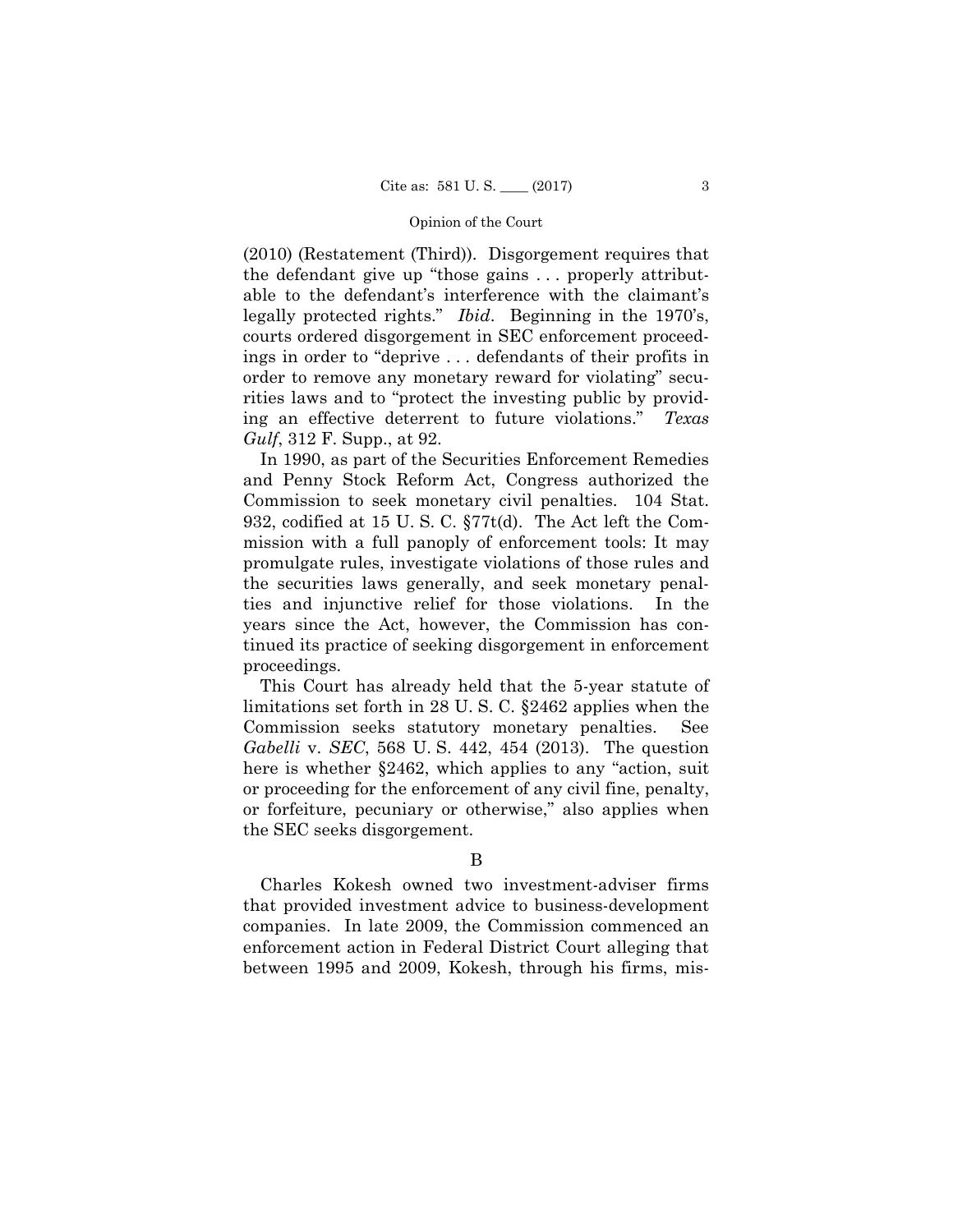(2010) (Restatement (Third)). Disgorgement requires that the defendant give up "those gains . . . properly attributable to the defendant's interference with the claimant's legally protected rights." *Ibid*. Beginning in the 1970's, courts ordered disgorgement in SEC enforcement proceedings in order to "deprive . . . defendants of their profits in order to remove any monetary reward for violating" securities laws and to "protect the investing public by providing an effective deterrent to future violations." *Texas Gulf*, 312 F. Supp., at 92.

In 1990, as part of the Securities Enforcement Remedies and Penny Stock Reform Act, Congress authorized the Commission to seek monetary civil penalties. 104 Stat. 932, codified at 15 U. S. C. §77t(d). The Act left the Commission with a full panoply of enforcement tools: It may promulgate rules, investigate violations of those rules and the securities laws generally, and seek monetary penalties and injunctive relief for those violations. In the years since the Act, however, the Commission has continued its practice of seeking disgorgement in enforcement proceedings.

This Court has already held that the 5-year statute of limitations set forth in 28 U. S. C. §2462 applies when the Commission seeks statutory monetary penalties. See *Gabelli* v. *SEC*, 568 U. S. 442, 454 (2013). The question here is whether §2462, which applies to any "action, suit or proceeding for the enforcement of any civil fine, penalty, or forfeiture, pecuniary or otherwise," also applies when the SEC seeks disgorgement.

B

Charles Kokesh owned two investment-adviser firms that provided investment advice to business-development companies. In late 2009, the Commission commenced an enforcement action in Federal District Court alleging that between 1995 and 2009, Kokesh, through his firms, mis-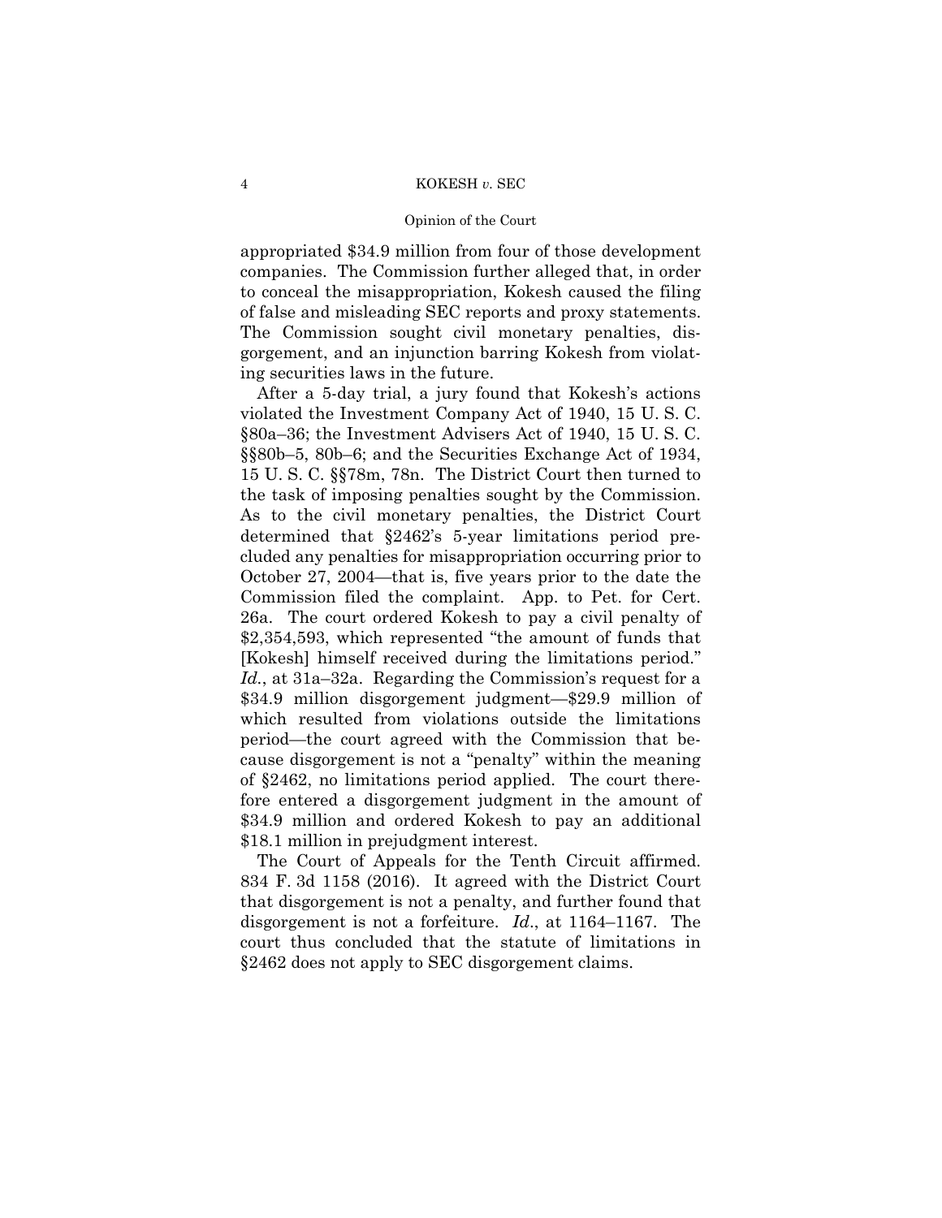appropriated \$34.9 million from four of those development companies. The Commission further alleged that, in order to conceal the misappropriation, Kokesh caused the filing of false and misleading SEC reports and proxy statements. The Commission sought civil monetary penalties, disgorgement, and an injunction barring Kokesh from violating securities laws in the future.

After a 5-day trial, a jury found that Kokesh's actions violated the Investment Company Act of 1940, 15 U. S. C. §80a–36; the Investment Advisers Act of 1940, 15 U. S. C. §§80b–5, 80b–6; and the Securities Exchange Act of 1934, 15 U. S. C. §§78m, 78n. The District Court then turned to the task of imposing penalties sought by the Commission. As to the civil monetary penalties, the District Court determined that §2462's 5-year limitations period precluded any penalties for misappropriation occurring prior to October 27, 2004—that is, five years prior to the date the Commission filed the complaint. App. to Pet. for Cert. 26a. The court ordered Kokesh to pay a civil penalty of \$2,354,593, which represented "the amount of funds that [Kokesh] himself received during the limitations period." *Id.*, at 31a–32a. Regarding the Commission's request for a \$34.9 million disgorgement judgment—\$29.9 million of which resulted from violations outside the limitations period—the court agreed with the Commission that because disgorgement is not a "penalty" within the meaning of §2462, no limitations period applied. The court therefore entered a disgorgement judgment in the amount of \$34.9 million and ordered Kokesh to pay an additional \$18.1 million in prejudgment interest.

The Court of Appeals for the Tenth Circuit affirmed. 834 F. 3d 1158 (2016). It agreed with the District Court that disgorgement is not a penalty, and further found that disgorgement is not a forfeiture. *Id.*, at 1164–1167. The court thus concluded that the statute of limitations in §2462 does not apply to SEC disgorgement claims.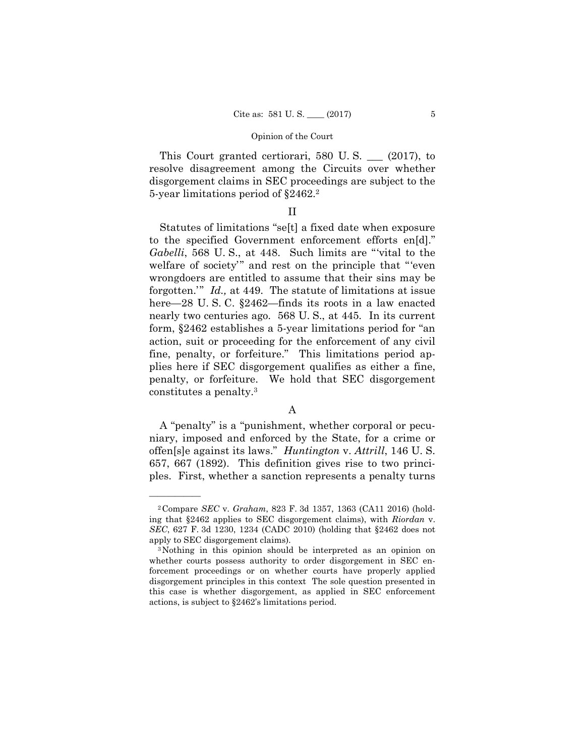This Court granted certiorari, 580 U. S. ___ (2017), to resolve disagreement among the Circuits over whether disgorgement claims in SEC proceedings are subject to the 5-year limitations period of §2462.[2]

## II

Statutes of limitations "se[t] a fixed date when exposure to the specified Government enforcement efforts en[d]." *Gabelli*, 568 U. S., at 448. Such limits are "'vital to the welfare of society'" and rest on the principle that "'even wrongdoers are entitled to assume that their sins may be forgotten.'" *Id.,* at 449. The statute of limitations at issue here—28 U. S. C. §2462—finds its roots in a law enacted nearly two centuries ago. 568 U. S., at 445. In its current form, §2462 establishes a 5-year limitations period for "an action, suit or proceeding for the enforcement of any civil fine, penalty, or forfeiture." This limitations period applies here if SEC disgorgement qualifies as either a fine, penalty, or forfeiture. We hold that SEC disgorgement constitutes a penalty.[3]

### A

A "penalty" is a "punishment, whether corporal or pecuniary, imposed and enforced by the State, for a crime or offen[s]e against its laws." *Huntington* v. *Attrill*, 146 U. S. 657, 667 (1892). This definition gives rise to two principles. First, whether a sanction represents a penalty turns

---

[2] Compare *SEC* v. *Graham*, 823 F. 3d 1357, 1363 (CA11 2016) (holding that §2462 applies to SEC disgorgement claims), with *Riordan* v. *SEC*, 627 F. 3d 1230, 1234 (CADC 2010) (holding that §2462 does not apply to SEC disgorgement claims).

[3] Nothing in this opinion should be interpreted as an opinion on whether courts possess authority to order disgorgement in SEC enforcement proceedings or on whether courts have properly applied disgorgement principles in this context The sole question presented in this case is whether disgorgement, as applied in SEC enforcement actions, is subject to §2462's limitations period.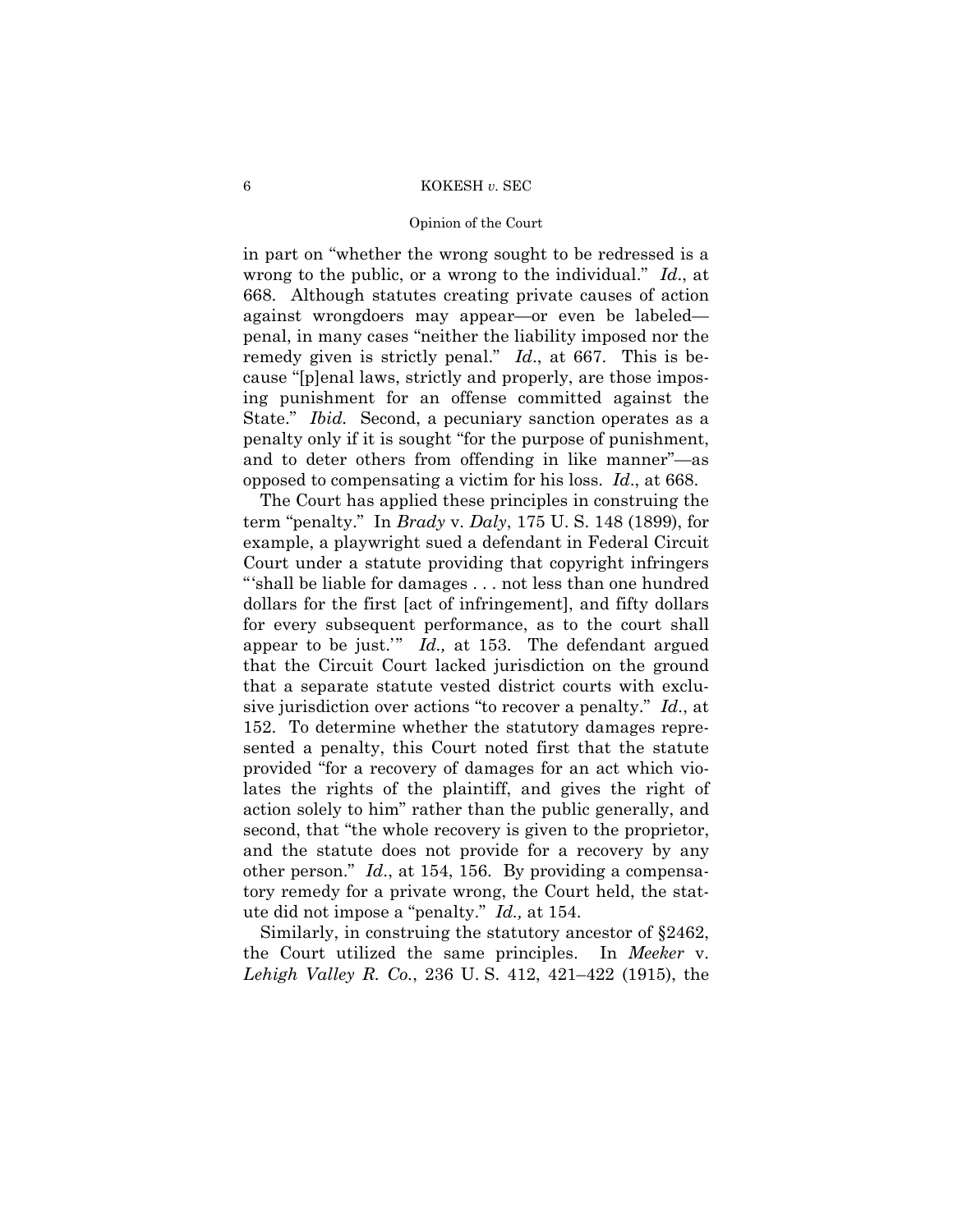in part on "whether the wrong sought to be redressed is a wrong to the public, or a wrong to the individual." *Id*., at 668. Although statutes creating private causes of action against wrongdoers may appear—or even be labeled—penal, in many cases "neither the liability imposed nor the remedy given is strictly penal." *Id*., at 667. This is because "[p]enal laws, strictly and properly, are those imposing punishment for an offense committed against the State." *Ibid.* Second, a pecuniary sanction operates as a penalty only if it is sought "for the purpose of punishment, and to deter others from offending in like manner"—as opposed to compensating a victim for his loss. *Id*., at 668.

The Court has applied these principles in construing the term "penalty." In *Brady* v. *Daly*, 175 U. S. 148 (1899), for example, a playwright sued a defendant in Federal Circuit Court under a statute providing that copyright infringers "'shall be liable for damages . . . not less than one hundred dollars for the first [act of infringement], and fifty dollars for every subsequent performance, as to the court shall appear to be just.'" *Id.,* at 153. The defendant argued that the Circuit Court lacked jurisdiction on the ground that a separate statute vested district courts with exclusive jurisdiction over actions "to recover a penalty." *Id*., at 152. To determine whether the statutory damages represented a penalty, this Court noted first that the statute provided "for a recovery of damages for an act which violates the rights of the plaintiff, and gives the right of action solely to him" rather than the public generally, and second, that "the whole recovery is given to the proprietor, and the statute does not provide for a recovery by any other person." *Id*., at 154, 156. By providing a compensatory remedy for a private wrong, the Court held, the statute did not impose a "penalty." *Id.,* at 154.

Similarly, in construing the statutory ancestor of §2462, the Court utilized the same principles. In *Meeker* v. *Lehigh Valley R. Co.*, 236 U. S. 412, 421–422 (1915), the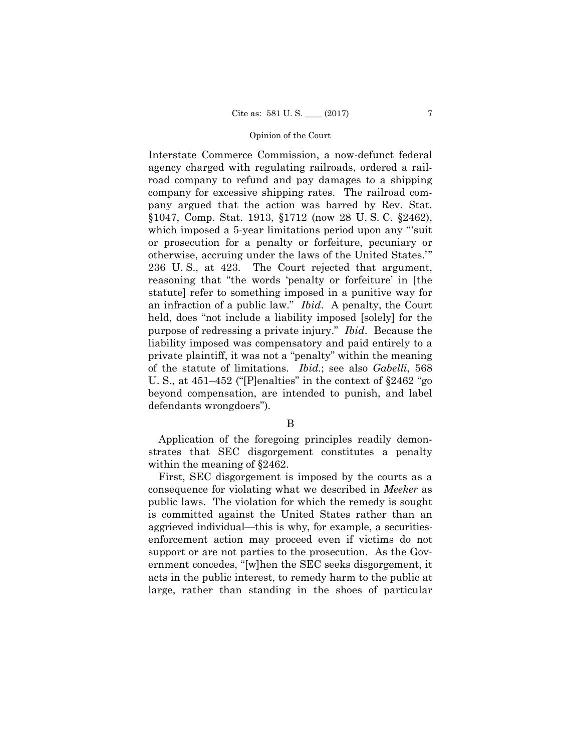Interstate Commerce Commission, a now-defunct federal agency charged with regulating railroads, ordered a railroad company to refund and pay damages to a shipping company for excessive shipping rates. The railroad company argued that the action was barred by Rev. Stat. §1047, Comp. Stat. 1913, §1712 (now 28 U. S. C. §2462), which imposed a 5-year limitations period upon any "'suit or prosecution for a penalty or forfeiture, pecuniary or otherwise, accruing under the laws of the United States.'" 236 U. S., at 423. The Court rejected that argument, reasoning that "the words 'penalty or forfeiture' in [the statute] refer to something imposed in a punitive way for an infraction of a public law." *Ibid*. A penalty, the Court held, does "not include a liability imposed [solely] for the purpose of redressing a private injury." *Ibid*. Because the liability imposed was compensatory and paid entirely to a private plaintiff, it was not a "penalty" within the meaning of the statute of limitations. *Ibid.*; see also *Gabelli*, 568 U. S., at 451–452 ("[P]enalties" in the context of §2462 "go beyond compensation, are intended to punish, and label defendants wrongdoers").

## B

Application of the foregoing principles readily demonstrates that SEC disgorgement constitutes a penalty within the meaning of §2462.

First, SEC disgorgement is imposed by the courts as a consequence for violating what we described in *Meeker* as public laws. The violation for which the remedy is sought is committed against the United States rather than an aggrieved individual—this is why, for example, a securities-enforcement action may proceed even if victims do not support or are not parties to the prosecution. As the Government concedes, "[w]hen the SEC seeks disgorgement, it acts in the public interest, to remedy harm to the public at large, rather than standing in the shoes of particular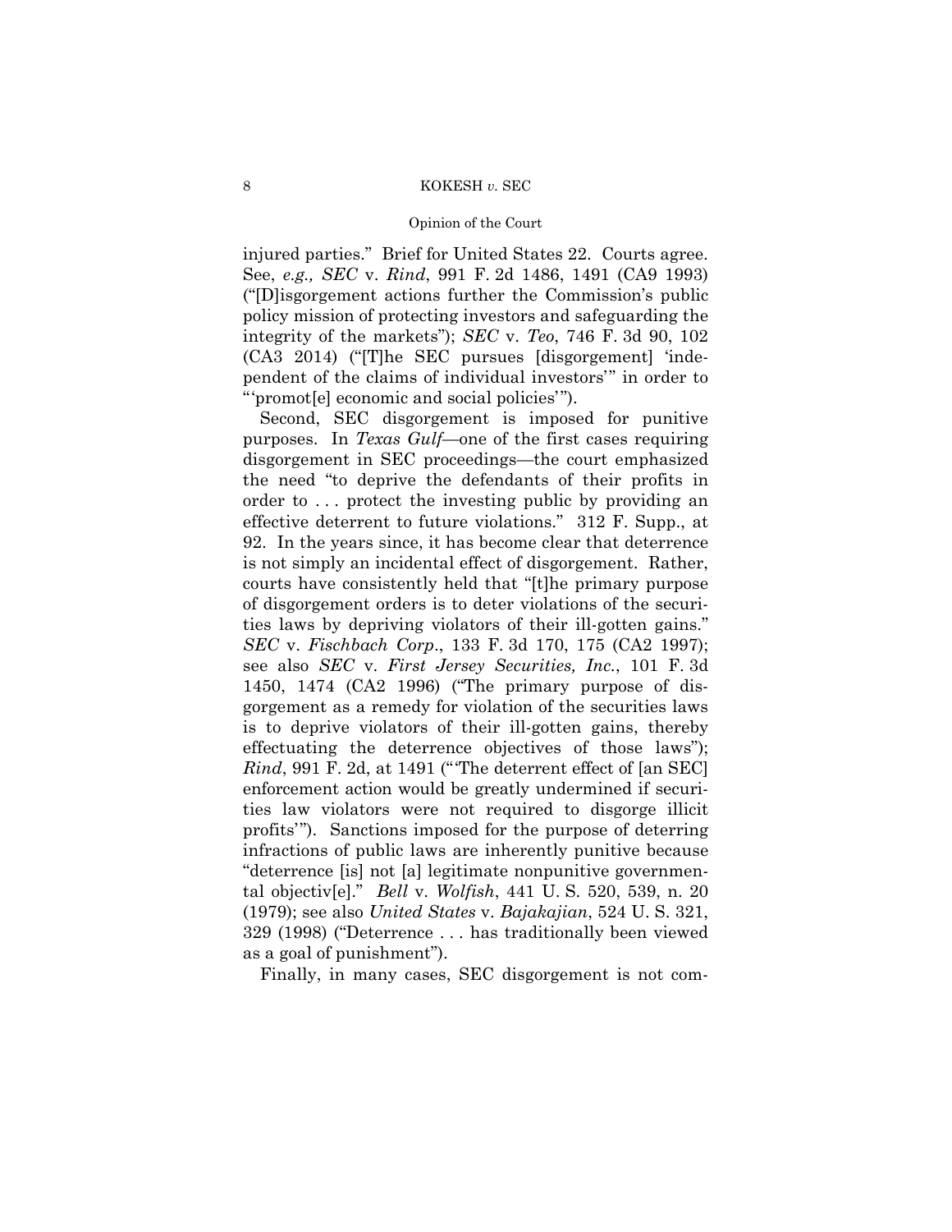injured parties." Brief for United States 22. Courts agree. See, *e.g., SEC* v. *Rind*, 991 F. 2d 1486, 1491 (CA9 1993) ("[D]isgorgement actions further the Commission's public policy mission of protecting investors and safeguarding the integrity of the markets"); *SEC* v. *Teo*, 746 F. 3d 90, 102 (CA3 2014) ("[T]he SEC pursues [disgorgement] 'independent of the claims of individual investors'" in order to "'promot[e] economic and social policies'").

Second, SEC disgorgement is imposed for punitive purposes. In *Texas Gulf*—one of the first cases requiring disgorgement in SEC proceedings—the court emphasized the need "to deprive the defendants of their profits in order to . . . protect the investing public by providing an effective deterrent to future violations." 312 F. Supp., at 92. In the years since, it has become clear that deterrence is not simply an incidental effect of disgorgement. Rather, courts have consistently held that "[t]he primary purpose of disgorgement orders is to deter violations of the securities laws by depriving violators of their ill-gotten gains." *SEC* v. *Fischbach Corp*., 133 F. 3d 170, 175 (CA2 1997); see also *SEC* v. *First Jersey Securities, Inc.*, 101 F. 3d 1450, 1474 (CA2 1996) ("The primary purpose of disgorgement as a remedy for violation of the securities laws is to deprive violators of their ill-gotten gains, thereby effectuating the deterrence objectives of those laws"); *Rind*, 991 F. 2d, at 1491 ("'The deterrent effect of [an SEC] enforcement action would be greatly undermined if securities law violators were not required to disgorge illicit profits'"). Sanctions imposed for the purpose of deterring infractions of public laws are inherently punitive because "deterrence [is] not [a] legitimate nonpunitive governmental objectiv[e]." *Bell* v. *Wolfish*, 441 U. S. 520, 539, n. 20 (1979); see also *United States* v. *Bajakajian*, 524 U. S. 321, 329 (1998) ("Deterrence . . . has traditionally been viewed as a goal of punishment").

Finally, in many cases, SEC disgorgement is not com-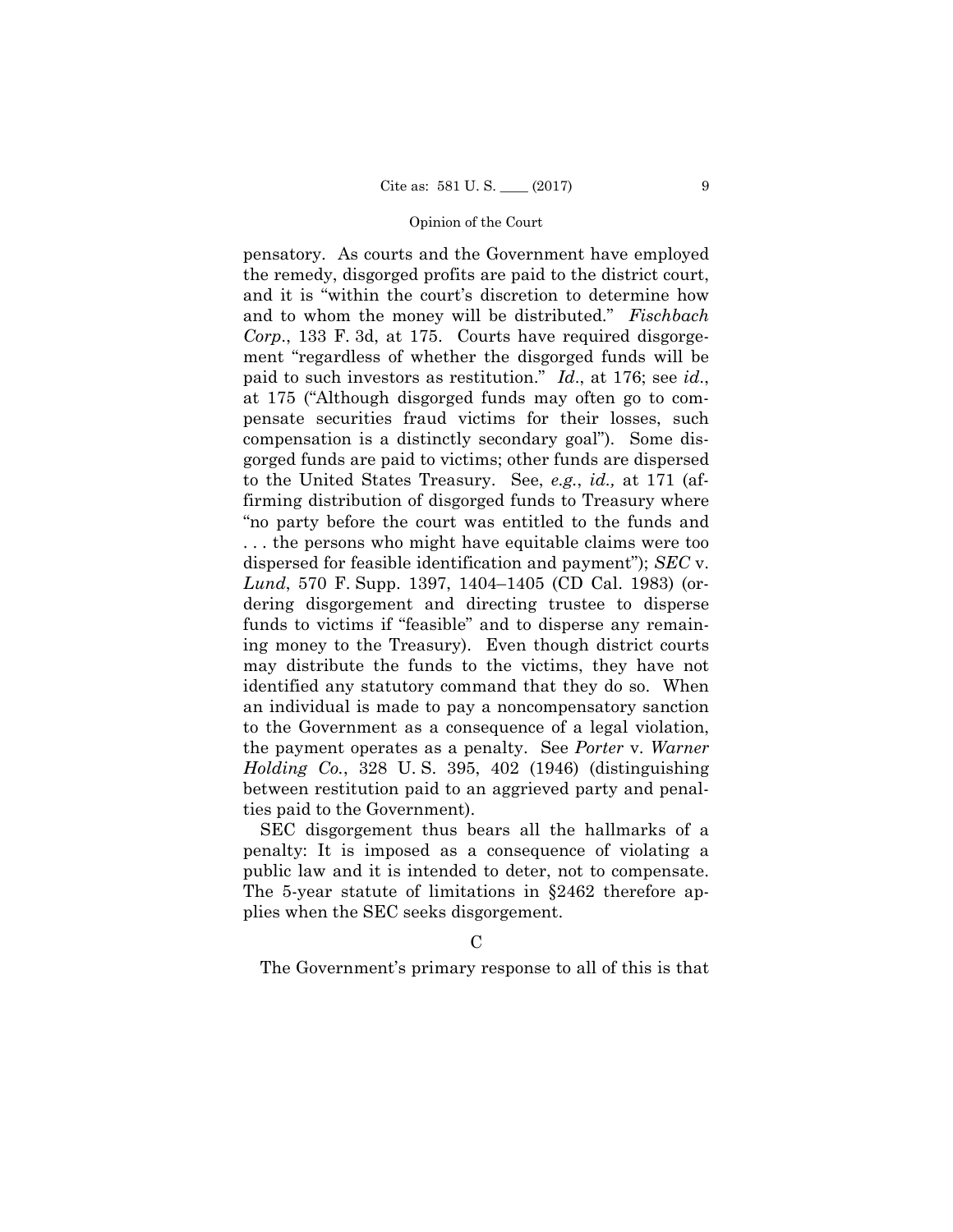pensatory. As courts and the Government have employed the remedy, disgorged profits are paid to the district court, and it is "within the court's discretion to determine how and to whom the money will be distributed." *Fischbach Corp.*, 133 F. 3d, at 175. Courts have required disgorgement "regardless of whether the disgorged funds will be paid to such investors as restitution." *Id.*, at 176; see *id.*, at 175 ("Although disgorged funds may often go to compensate securities fraud victims for their losses, such compensation is a distinctly secondary goal"). Some disgorged funds are paid to victims; other funds are dispersed to the United States Treasury. See, *e.g.*, *id.,* at 171 (affirming distribution of disgorged funds to Treasury where "no party before the court was entitled to the funds and . . . the persons who might have equitable claims were too dispersed for feasible identification and payment"); *SEC* v. *Lund*, 570 F. Supp. 1397, 1404–1405 (CD Cal. 1983) (ordering disgorgement and directing trustee to disperse funds to victims if "feasible" and to disperse any remaining money to the Treasury). Even though district courts may distribute the funds to the victims, they have not identified any statutory command that they do so. When an individual is made to pay a noncompensatory sanction to the Government as a consequence of a legal violation, the payment operates as a penalty. See *Porter* v. *Warner Holding Co.*, 328 U. S. 395, 402 (1946) (distinguishing between restitution paid to an aggrieved party and penalties paid to the Government).

SEC disgorgement thus bears all the hallmarks of a penalty: It is imposed as a consequence of violating a public law and it is intended to deter, not to compensate. The 5-year statute of limitations in §2462 therefore applies when the SEC seeks disgorgement.

C

The Government's primary response to all of this is that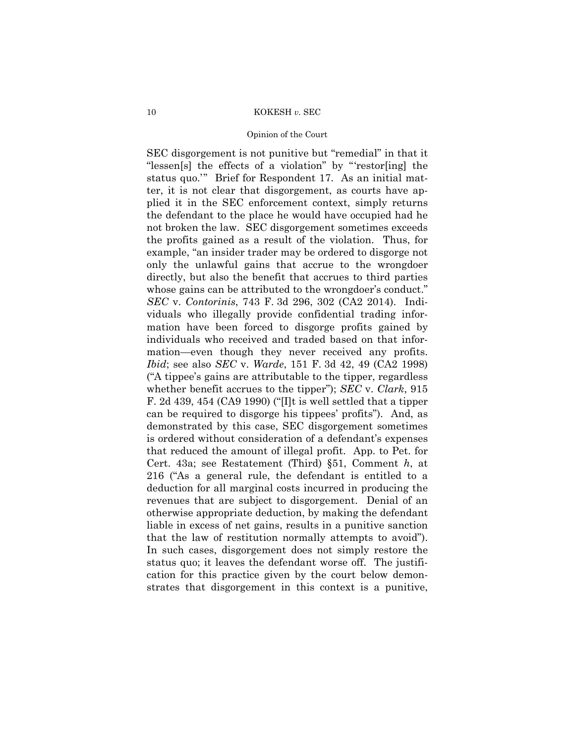SEC disgorgement is not punitive but "remedial" in that it "lessen[s] the effects of a violation" by "'restor[ing] the status quo.'" Brief for Respondent 17. As an initial matter, it is not clear that disgorgement, as courts have applied it in the SEC enforcement context, simply returns the defendant to the place he would have occupied had he not broken the law. SEC disgorgement sometimes exceeds the profits gained as a result of the violation. Thus, for example, "an insider trader may be ordered to disgorge not only the unlawful gains that accrue to the wrongdoer directly, but also the benefit that accrues to third parties whose gains can be attributed to the wrongdoer's conduct." *SEC* v. *Contorinis*, 743 F. 3d 296, 302 (CA2 2014). Individuals who illegally provide confidential trading information have been forced to disgorge profits gained by individuals who received and traded based on that information—even though they never received any profits. *Ibid*; see also *SEC* v. *Warde*, 151 F. 3d 42, 49 (CA2 1998) ("A tippee's gains are attributable to the tipper, regardless whether benefit accrues to the tipper"); *SEC* v. *Clark*, 915 F. 2d 439, 454 (CA9 1990) ("[I]t is well settled that a tipper can be required to disgorge his tippees' profits"). And, as demonstrated by this case, SEC disgorgement sometimes is ordered without consideration of a defendant's expenses that reduced the amount of illegal profit. App. to Pet. for Cert. 43a; see Restatement (Third) §51, Comment *h*, at 216 ("As a general rule, the defendant is entitled to a deduction for all marginal costs incurred in producing the revenues that are subject to disgorgement. Denial of an otherwise appropriate deduction, by making the defendant liable in excess of net gains, results in a punitive sanction that the law of restitution normally attempts to avoid"). In such cases, disgorgement does not simply restore the status quo; it leaves the defendant worse off. The justification for this practice given by the court below demonstrates that disgorgement in this context is a punitive,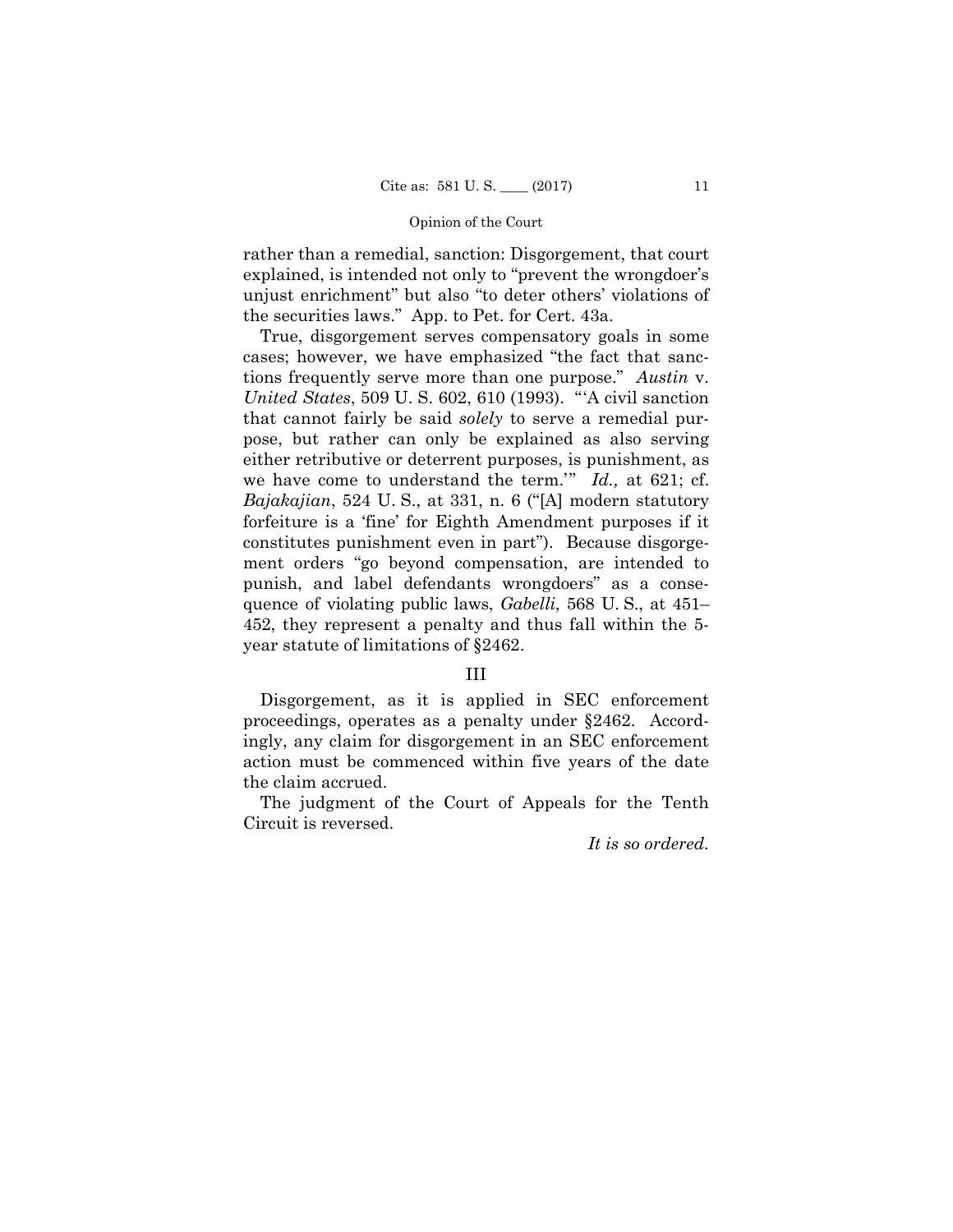rather than a remedial, sanction: Disgorgement, that court explained, is intended not only to "prevent the wrongdoer's unjust enrichment" but also "to deter others' violations of the securities laws." App. to Pet. for Cert. 43a.

True, disgorgement serves compensatory goals in some cases; however, we have emphasized "the fact that sanctions frequently serve more than one purpose." *Austin* v. *United States*, 509 U. S. 602, 610 (1993). "'A civil sanction that cannot fairly be said *solely* to serve a remedial purpose, but rather can only be explained as also serving either retributive or deterrent purposes, is punishment, as we have come to understand the term.'" *Id.,* at 621; cf. *Bajakajian*, 524 U. S., at 331, n. 6 ("[A] modern statutory forfeiture is a 'fine' for Eighth Amendment purposes if it constitutes punishment even in part"). Because disgorgement orders "go beyond compensation, are intended to punish, and label defendants wrongdoers" as a consequence of violating public laws, *Gabelli*, 568 U. S., at 451–452, they represent a penalty and thus fall within the 5-year statute of limitations of §2462.

## III

Disgorgement, as it is applied in SEC enforcement proceedings, operates as a penalty under §2462. Accordingly, any claim for disgorgement in an SEC enforcement action must be commenced within five years of the date the claim accrued.

The judgment of the Court of Appeals for the Tenth Circuit is reversed.

*It is so ordered.*